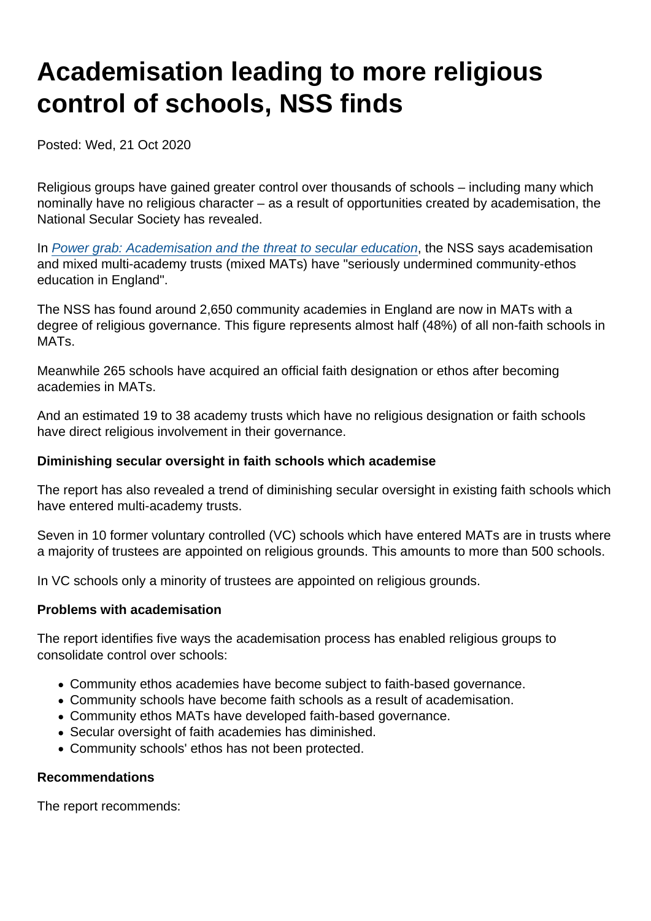# Academisation leading to more religious control of schools, NSS finds

Posted: Wed, 21 Oct 2020

Religious groups have gained greater control over thousands of schools – including many which nominally have no religious character – as a result of opportunities created by academisation, the National Secular Society has revealed.

In *Power grab: Academisation and the threat to secular education*, the NSS says academisation and mixed multi-academy trusts (mixed MATs) have "seriously undermined community-ethos education in England".

The NSS has found around 2,650 community academies in England are now in MATs with a degree of religious governance. This figure represents almost half (48%) of all non-faith schools in MATs.

Meanwhile 265 schools have acquired an official faith designation or ethos after becoming academies in MATs.

And an estimated 19 to 38 academy trusts which have no religious designation or faith schools have direct religious involvement in their governance.

**Diminishing secular oversight in faith schools which academise**

The report has also revealed a trend of diminishing secular oversight in existing faith schools which have entered multi-academy trusts.

Seven in 10 former voluntary controlled (VC) schools which have entered MATs are in trusts where a majority of trustees are appointed on religious grounds. This amounts to more than 500 schools.

In VC schools only a minority of trustees are appointed on religious grounds.

**Problems with academisation**

The report identifies five ways the academisation process has enabled religious groups to consolidate control over schools:

- Community ethos academies have become subject to faith-based governance.
- Community schools have become faith schools as a result of academisation.
- Community ethos MATs have developed faith-based governance.
- Secular oversight of faith academies has diminished.
- Community schools' ethos has not been protected.

**Recommendations**

The report recommends: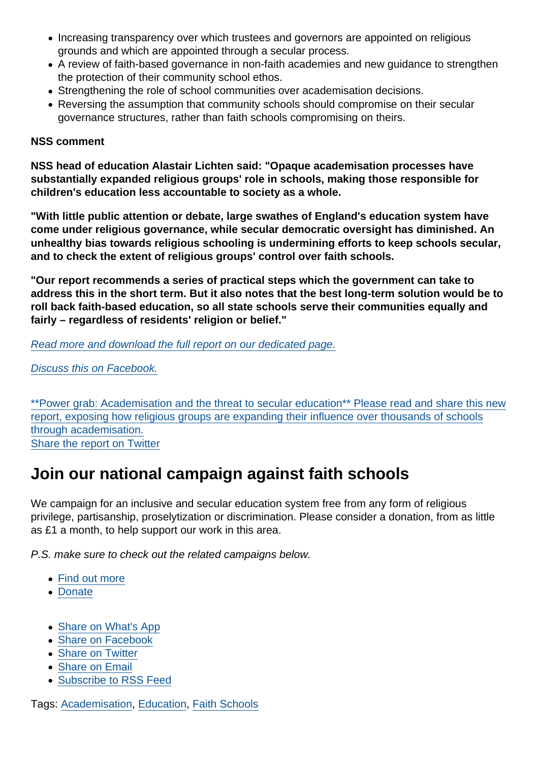- Increasing transparency over which trustees and governors are appointed on religious grounds and which are appointed through a secular process.
- A review of faith-based governance in non-faith academies and new guidance to strengthen the protection of their community school ethos.
- Strengthening the role of school communities over academisation decisions.
- Reversing the assumption that community schools should compromise on their secular governance structures, rather than faith schools compromising on theirs.

**NSS comment**

**NSS head of education Alastair Lichten said: "Opaque academisation processes have substantially expanded religious groups' role in schools, making those responsible for children's education less accountable to society as a whole.**

**"With little public attention or debate, large swathes of England's education system have come under religious governance, while secular democratic oversight has diminished. An unhealthy bias towards religious schooling is undermining efforts to keep schools secular, and to check the extent of religious groups' control over faith schools.**

**"Our report recommends a series of practical steps which the government can take to address this in the short term. But it also notes that the best long-term solution would be to roll back faith-based education, so all state schools serve their communities equally and fairly – regardless of residents' religion or belief."**

*Read more and download the full report on our dedicated page.*

*Discuss this on Facebook.*

**Power grab: Academisation and the threat to secular education** Please read and share this new report, exposing how religious groups are expanding their influence over thousands of schools through academisation.
Share the report on Twitter

## Join our national campaign against faith schools

We campaign for an inclusive and secular education system free from any form of religious privilege, partisanship, proselytization or discrimination. Please consider a donation, from as little as £1 a month, to help support our work in this area.

*P.S. make sure to check out the related campaigns below.*

- Find out more
- Donate

- Share on What's App
- Share on Facebook
- Share on Twitter
- Share on Email
- Subscribe to RSS Feed

Tags: Academisation, Education, Faith Schools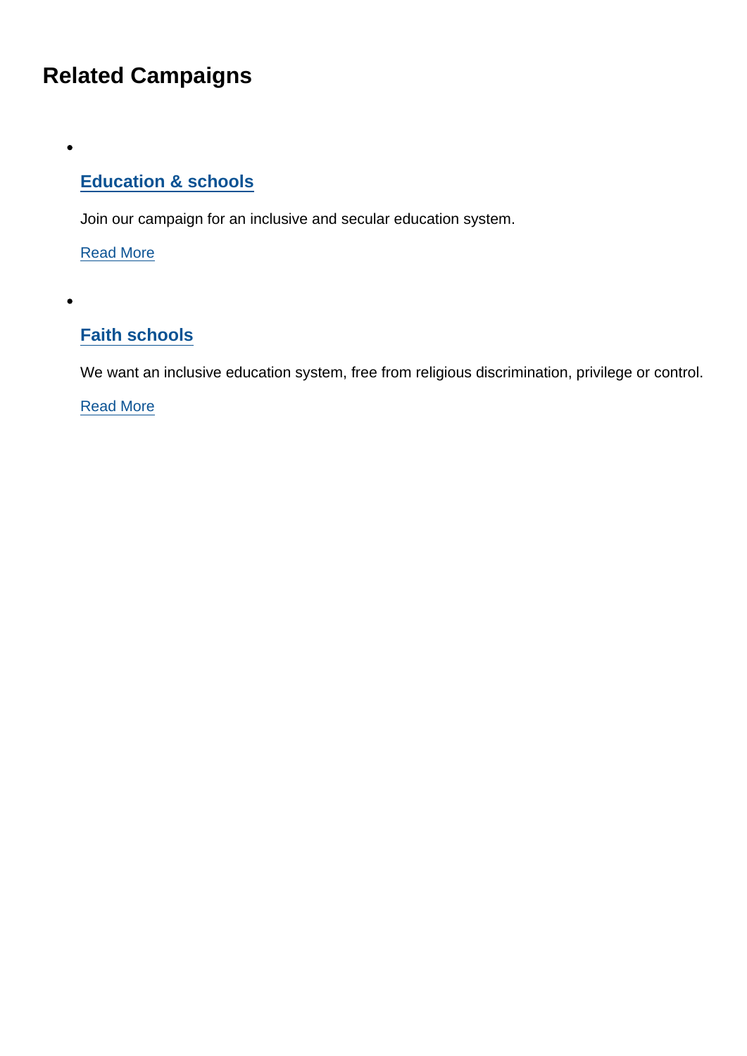## Related Campaigns

- ### Education & schools

  Join our campaign for an inclusive and secular education system.

  Read More

- ### Faith schools

  We want an inclusive education system, free from religious discrimination, privilege or control.

  Read More